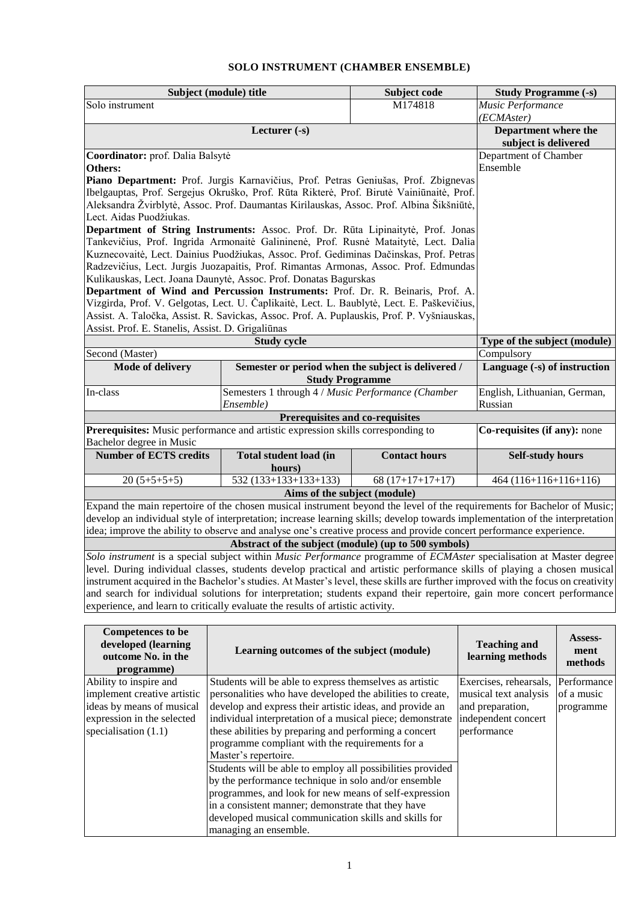# SOLO INSTRUMENT (CHAMBER ENSEMBLE)

| Subject (module) title | | Subject code | Study Programme (-s) |
|---|---|---|---|
| Solo instrument | | M174818 | *Music Performance (ECMAster)* |
| **Lecturer (-s)** | | | **Department where the subject is delivered** |
| **Coordinator:** prof. Dalia Balsytė<br>**Others:**<br>**Piano Department:** Prof. Jurgis Karnavičius, Prof. Petras Geniušas, Prof. Zbignevas Ibelgauptas, Prof. Sergejus Okruško, Prof. Rūta Rikterė, Prof. Birutė Vainiūnaitė, Prof. Aleksandra Žvirblytė, Assoc. Prof. Daumantas Kirilauskas, Assoc. Prof. Albina Šikšniūtė, Lect. Aidas Puodžiukas.<br>**Department of String Instruments:** Assoc. Prof. Dr. Rūta Lipinaitytė, Prof. Jonas Tankevičius, Prof. Ingrida Armonaitė Galininenė, Prof. Rusnė Mataitytė, Lect. Dalia Kuznecovaitė, Lect. Dainius Puodžiukas, Assoc. Prof. Gediminas Dačinskas, Prof. Petras Radzevičius, Lect. Jurgis Juozapaitis, Prof. Rimantas Armonas, Assoc. Prof. Edmundas Kulikauskas, Lect. Joana Daunytė, Assoc. Prof. Donatas Bagurskas<br>**Department of Wind and Percussion Instruments:** Prof. Dr. R. Beinaris, Prof. A. Vizgirda, Prof. V. Gelgotas, Lect. U. Čaplikaitė, Lect. L. Baublytė, Lect. E. Paškevičius, Assist. A. Taločka, Assist. R. Savickas, Assoc. Prof. A. Puplauskis, Prof. P. Vyšniauskas, Assist. Prof. E. Stanelis, Assist. D. Grigaliūnas | | | Department of Chamber Ensemble |
| **Study cycle** | | | **Type of the subject (module)** |
| Second (Master) | | | Compulsory |
| **Mode of delivery** | **Semester or period when the subject is delivered / Study Programme** | | **Language (-s) of instruction** |
| In-class | Semesters 1 through 4 / *Music Performance (Chamber Ensemble)* | | English, Lithuanian, German, Russian |
| **Prerequisites and co-requisites** | | | |
| **Prerequisites:** Music performance and artistic expression skills corresponding to Bachelor degree in Music | | | **Co-requisites (if any):** none |
| **Number of ECTS credits** | **Total student load (in hours)** | **Contact hours** | **Self-study hours** |
| 20 (5+5+5+5) | 532 (133+133+133+133) | 68 (17+17+17+17) | 464 (116+116+116+116) |
| **Aims of the subject (module)** | | | |
| Expand the main repertoire of the chosen musical instrument beyond the level of the requirements for Bachelor of Music; develop an individual style of interpretation; increase learning skills; develop towards implementation of the interpretation idea; improve the ability to observe and analyse one's creative process and provide concert performance experience. | | | |
| **Abstract of the subject (module) (up to 500 symbols)** | | | |
| *Solo instrument* is a special subject within *Music Performance* programme of *ECMAster* specialisation at Master degree level. During individual classes, students develop practical and artistic performance skills of playing a chosen musical instrument acquired in the Bachelor's studies. At Master's level, these skills are further improved with the focus on creativity and search for individual solutions for interpretation; students expand their repertoire, gain more concert performance experience, and learn to critically evaluate the results of artistic activity. | | | |

| Competences to be developed (learning outcome No. in the programme) | Learning outcomes of the subject (module) | Teaching and learning methods | Assess-ment methods |
|---|---|---|---|
| Ability to inspire and implement creative artistic ideas by means of musical expression in the selected specialisation (1.1) | Students will be able to express themselves as artistic personalities who have developed the abilities to create, develop and express their artistic ideas, and provide an individual interpretation of a musical piece; demonstrate these abilities by preparing and performing a concert programme compliant with the requirements for a Master's repertoire. | Exercises, rehearsals, musical text analysis and preparation, independent concert performance | Performance of a music programme |
| | Students will be able to employ all possibilities provided by the performance technique in solo and/or ensemble programmes, and look for new means of self-expression in a consistent manner; demonstrate that they have developed musical communication skills and skills for managing an ensemble. | | |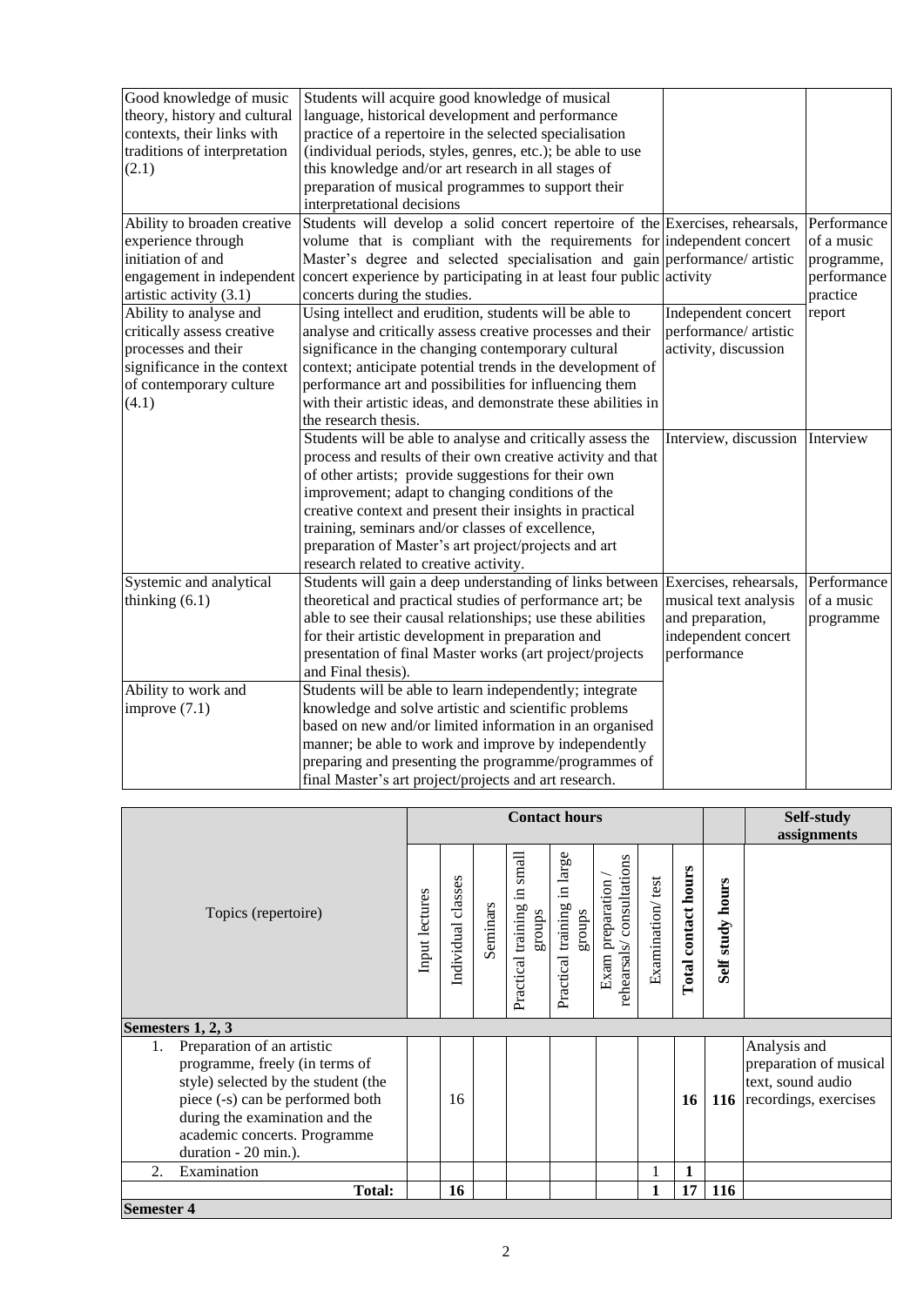| | | | |
|---|---|---|---|
| Good knowledge of music theory, history and cultural contexts, their links with traditions of interpretation (2.1) | Students will acquire good knowledge of musical language, historical development and performance practice of a repertoire in the selected specialisation (individual periods, styles, genres, etc.); be able to use this knowledge and/or art research in all stages of preparation of musical programmes to support their interpretational decisions | | |
| Ability to broaden creative experience through initiation of and engagement in independent artistic activity (3.1) | Students will develop a solid concert repertoire of the volume that is compliant with the requirements for Master's degree and selected specialisation and gain concert experience by participating in at least four public concerts during the studies. | Exercises, rehearsals, independent concert performance/ artistic activity | Performance of a music programme, performance practice report |
| Ability to analyse and critically assess creative processes and their significance in the context of contemporary culture (4.1) | Using intellect and erudition, students will be able to analyse and critically assess creative processes and their significance in the changing contemporary cultural context; anticipate potential trends in the development of performance art and possibilities for influencing them with their artistic ideas, and demonstrate these abilities in the research thesis. | Independent concert performance/ artistic activity, discussion | |
| | Students will be able to analyse and critically assess the process and results of their own creative activity and that of other artists; provide suggestions for their own improvement; adapt to changing conditions of the creative context and present their insights in practical training, seminars and/or classes of excellence, preparation of Master's art project/projects and art research related to creative activity. | Interview, discussion | Interview |
| Systemic and analytical thinking (6.1) | Students will gain a deep understanding of links between theoretical and practical studies of performance art; be able to see their causal relationships; use these abilities for their artistic development in preparation and presentation of final Master works (art project/projects and Final thesis). | Exercises, rehearsals, musical text analysis and preparation, independent concert performance | Performance of a music programme |
| Ability to work and improve (7.1) | Students will be able to learn independently; integrate knowledge and solve artistic and scientific problems based on new and/or limited information in an organised manner; be able to work and improve by independently preparing and presenting the programme/programmes of final Master's art project/projects and art research. | | |

| Topics (repertoire) | Contact hours | | | | | | | | | Self-study assignments |
|---|---|---|---|---|---|---|---|---|---|---|
| | Input lectures | Individual classes | Seminars | Practical training in small groups | Practical training in large groups | Exam preparation / rehearsals/ consultations | Examination/ test | **Total contact hours** | **Self study hours** | |
| **Semesters 1, 2, 3** | | | | | | | | | | |
| 1. Preparation of an artistic programme, freely (in terms of style) selected by the student (the piece (-s) can be performed both during the examination and the academic concerts. Programme duration - 20 min.). | | 16 | | | | | | **16** | **116** | Analysis and preparation of musical text, sound audio recordings, exercises |
| 2. Examination | | | | | | | 1 | **1** | | |
| **Total:** | | **16** | | | | | **1** | **17** | **116** | |
| **Semester 4** | | | | | | | | | | |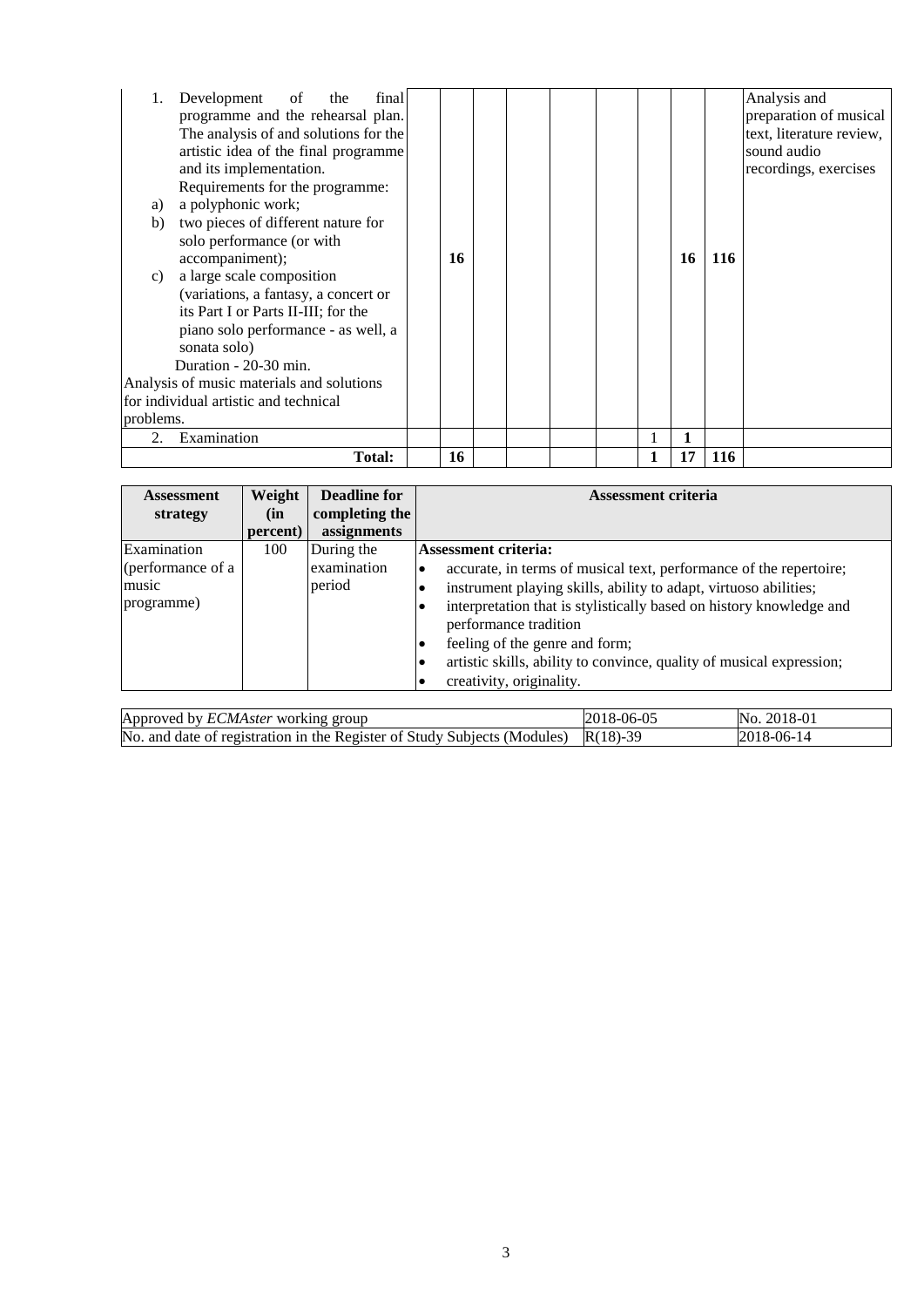| | | | | | | | | | | |
|---|---|---|---|---|---|---|---|---|---|---|
| 1. Development of the final programme and the rehearsal plan. The analysis of and solutions for the artistic idea of the final programme and its implementation.<br>Requirements for the programme:<br>a) a polyphonic work;<br>b) two pieces of different nature for solo performance (or with accompaniment);<br>c) a large scale composition (variations, a fantasy, a concert or its Part I or Parts II-III; for the piano solo performance - as well, a sonata solo)<br>Duration - 20-30 min.<br>Analysis of music materials and solutions for individual artistic and technical problems. | | **16** | | | | | | **16** | **116** | Analysis and preparation of musical text, literature review, sound audio recordings, exercises |
| 2. Examination | | | | | | | 1 | **1** | | |
| **Total:** | | **16** | | | | | **1** | **17** | **116** | |

| **Assessment strategy** | **Weight (in percent)** | **Deadline for completing the assignments** | **Assessment criteria** |
|---|---|---|---|
| Examination (performance of a music programme) | 100 | During the examination period | **Assessment criteria:**<br>• accurate, in terms of musical text, performance of the repertoire;<br>• instrument playing skills, ability to adapt, virtuoso abilities;<br>• interpretation that is stylistically based on history knowledge and performance tradition<br>• feeling of the genre and form;<br>• artistic skills, ability to convince, quality of musical expression;<br>• creativity, originality. |

| | | |
|---|---|---|
| Approved by *ECMAster* working group | 2018-06-05 | No. 2018-01 |
| No. and date of registration in the Register of Study Subjects (Modules) | R(18)-39 | 2018-06-14 |